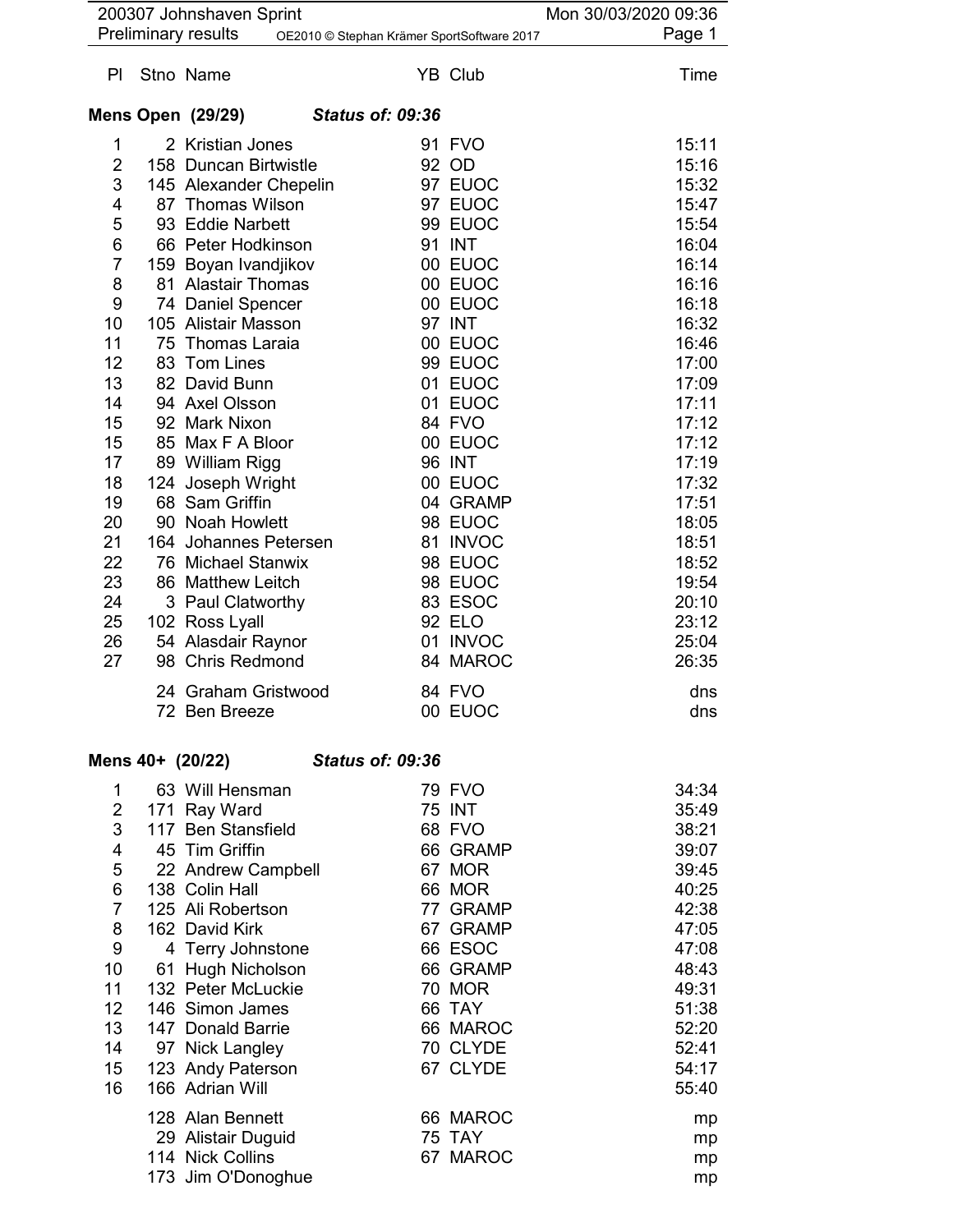200307 Johnshaven Sprint
Preliminary results

Mon 30/03/2020 09:36

| Pl | Stno | Name | YB | Club | Time |
|---|---|---|---|---|---|

## Mens Open (29/29) *Status of: 09:36*

| Pl | Stno | Name | YB | Club | Time |
|---|---|---|---|---|---|
| 1 | 2 | Kristian Jones | 91 | FVO | 15:11 |
| 2 | 158 | Duncan Birtwistle | 92 | OD | 15:16 |
| 3 | 145 | Alexander Chepelin | 97 | EUOC | 15:32 |
| 4 | 87 | Thomas Wilson | 97 | EUOC | 15:47 |
| 5 | 93 | Eddie Narbett | 99 | EUOC | 15:54 |
| 6 | 66 | Peter Hodkinson | 91 | INT | 16:04 |
| 7 | 159 | Boyan Ivandjikov | 00 | EUOC | 16:14 |
| 8 | 81 | Alastair Thomas | 00 | EUOC | 16:16 |
| 9 | 74 | Daniel Spencer | 00 | EUOC | 16:18 |
| 10 | 105 | Alistair Masson | 97 | INT | 16:32 |
| 11 | 75 | Thomas Laraia | 00 | EUOC | 16:46 |
| 12 | 83 | Tom Lines | 99 | EUOC | 17:00 |
| 13 | 82 | David Bunn | 01 | EUOC | 17:09 |
| 14 | 94 | Axel Olsson | 01 | EUOC | 17:11 |
| 15 | 92 | Mark Nixon | 84 | FVO | 17:12 |
| 15 | 85 | Max F A Bloor | 00 | EUOC | 17:12 |
| 17 | 89 | William Rigg | 96 | INT | 17:19 |
| 18 | 124 | Joseph Wright | 00 | EUOC | 17:32 |
| 19 | 68 | Sam Griffin | 04 | GRAMP | 17:51 |
| 20 | 90 | Noah Howlett | 98 | EUOC | 18:05 |
| 21 | 164 | Johannes Petersen | 81 | INVOC | 18:51 |
| 22 | 76 | Michael Stanwix | 98 | EUOC | 18:52 |
| 23 | 86 | Matthew Leitch | 98 | EUOC | 19:54 |
| 24 | 3 | Paul Clatworthy | 83 | ESOC | 20:10 |
| 25 | 102 | Ross Lyall | 92 | ELO | 23:12 |
| 26 | 54 | Alasdair Raynor | 01 | INVOC | 25:04 |
| 27 | 98 | Chris Redmond | 84 | MAROC | 26:35 |
| | 24 | Graham Gristwood | 84 | FVO | dns |
| | 72 | Ben Breeze | 00 | EUOC | dns |

## Mens 40+ (20/22) *Status of: 09:36*

| Pl | Stno | Name | YB | Club | Time |
|---|---|---|---|---|---|
| 1 | 63 | Will Hensman | 79 | FVO | 34:34 |
| 2 | 171 | Ray Ward | 75 | INT | 35:49 |
| 3 | 117 | Ben Stansfield | 68 | FVO | 38:21 |
| 4 | 45 | Tim Griffin | 66 | GRAMP | 39:07 |
| 5 | 22 | Andrew Campbell | 67 | MOR | 39:45 |
| 6 | 138 | Colin Hall | 66 | MOR | 40:25 |
| 7 | 125 | Ali Robertson | 77 | GRAMP | 42:38 |
| 8 | 162 | David Kirk | 67 | GRAMP | 47:05 |
| 9 | 4 | Terry Johnstone | 66 | ESOC | 47:08 |
| 10 | 61 | Hugh Nicholson | 66 | GRAMP | 48:43 |
| 11 | 132 | Peter McLuckie | 70 | MOR | 49:31 |
| 12 | 146 | Simon James | 66 | TAY | 51:38 |
| 13 | 147 | Donald Barrie | 66 | MAROC | 52:20 |
| 14 | 97 | Nick Langley | 70 | CLYDE | 52:41 |
| 15 | 123 | Andy Paterson | 67 | CLYDE | 54:17 |
| 16 | 166 | Adrian Will | | | 55:40 |
| | 128 | Alan Bennett | 66 | MAROC | mp |
| | 29 | Alistair Duguid | 75 | TAY | mp |
| | 114 | Nick Collins | 67 | MAROC | mp |
| | 173 | Jim O'Donoghue | | | mp |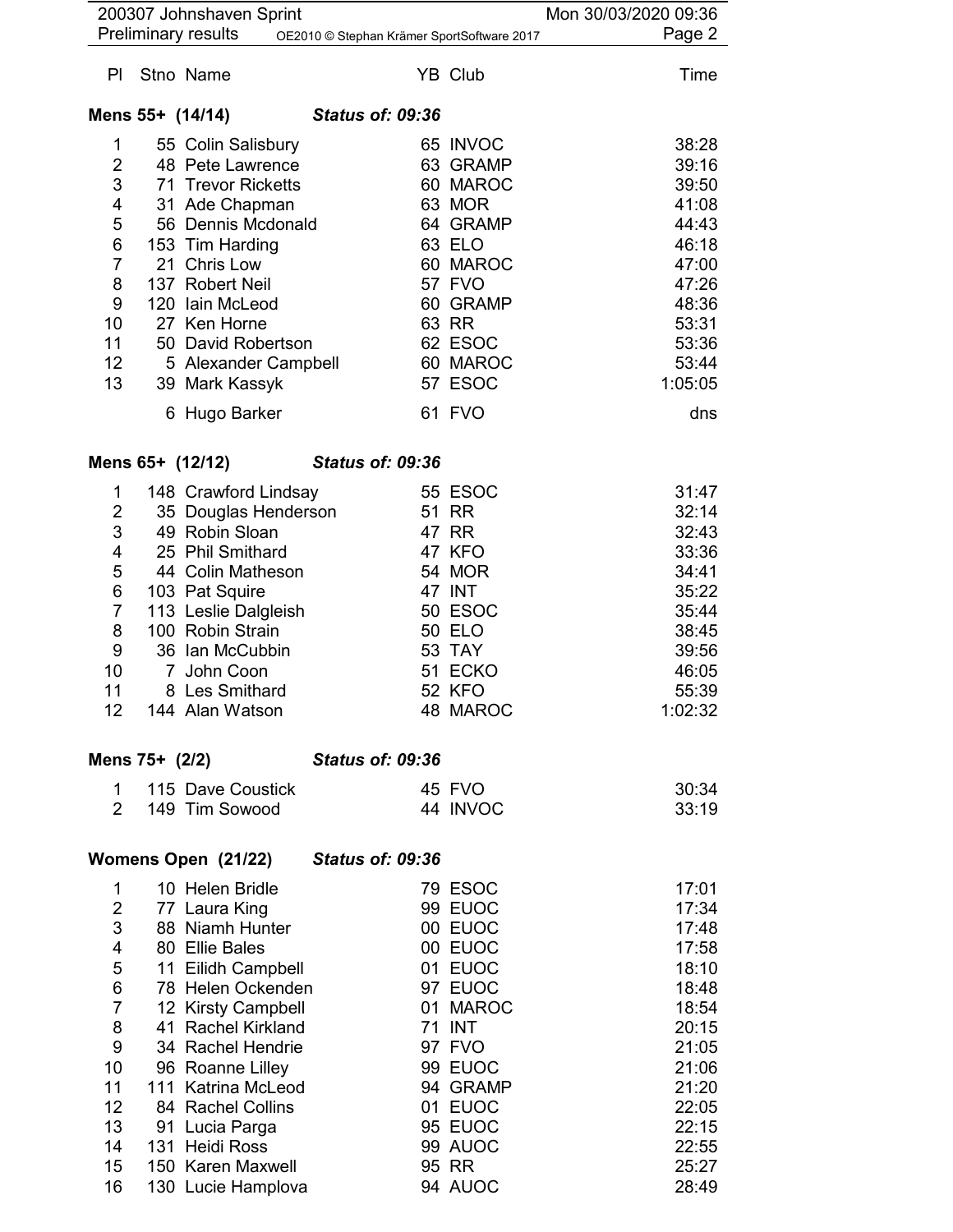| Pl | Stno | Name | YB | Club | Time |
|---|---|---|---|---|---|

**Mens 55+ (14/14)** *Status of: 09:36*

| Pl | Stno | Name | YB | Club | Time |
|---|---|---|---|---|---|
| 1 | 55 | Colin Salisbury | 65 | INVOC | 38:28 |
| 2 | 48 | Pete Lawrence | 63 | GRAMP | 39:16 |
| 3 | 71 | Trevor Ricketts | 60 | MAROC | 39:50 |
| 4 | 31 | Ade Chapman | 63 | MOR | 41:08 |
| 5 | 56 | Dennis Mcdonald | 64 | GRAMP | 44:43 |
| 6 | 153 | Tim Harding | 63 | ELO | 46:18 |
| 7 | 21 | Chris Low | 60 | MAROC | 47:00 |
| 8 | 137 | Robert Neil | 57 | FVO | 47:26 |
| 9 | 120 | Iain McLeod | 60 | GRAMP | 48:36 |
| 10 | 27 | Ken Horne | 63 | RR | 53:31 |
| 11 | 50 | David Robertson | 62 | ESOC | 53:36 |
| 12 | 5 | Alexander Campbell | 60 | MAROC | 53:44 |
| 13 | 39 | Mark Kassyk | 57 | ESOC | 1:05:05 |
| | 6 | Hugo Barker | 61 | FVO | dns |

**Mens 65+ (12/12)** *Status of: 09:36*

| Pl | Stno | Name | YB | Club | Time |
|---|---|---|---|---|---|
| 1 | 148 | Crawford Lindsay | 55 | ESOC | 31:47 |
| 2 | 35 | Douglas Henderson | 51 | RR | 32:14 |
| 3 | 49 | Robin Sloan | 47 | RR | 32:43 |
| 4 | 25 | Phil Smithard | 47 | KFO | 33:36 |
| 5 | 44 | Colin Matheson | 54 | MOR | 34:41 |
| 6 | 103 | Pat Squire | 47 | INT | 35:22 |
| 7 | 113 | Leslie Dalgleish | 50 | ESOC | 35:44 |
| 8 | 100 | Robin Strain | 50 | ELO | 38:45 |
| 9 | 36 | Ian McCubbin | 53 | TAY | 39:56 |
| 10 | 7 | John Coon | 51 | ECKO | 46:05 |
| 11 | 8 | Les Smithard | 52 | KFO | 55:39 |
| 12 | 144 | Alan Watson | 48 | MAROC | 1:02:32 |

**Mens 75+ (2/2)** *Status of: 09:36*

| Pl | Stno | Name | YB | Club | Time |
|---|---|---|---|---|---|
| 1 | 115 | Dave Coustick | 45 | FVO | 30:34 |
| 2 | 149 | Tim Sowood | 44 | INVOC | 33:19 |

**Womens Open (21/22)** *Status of: 09:36*

| Pl | Stno | Name | YB | Club | Time |
|---|---|---|---|---|---|
| 1 | 10 | Helen Bridle | 79 | ESOC | 17:01 |
| 2 | 77 | Laura King | 99 | EUOC | 17:34 |
| 3 | 88 | Niamh Hunter | 00 | EUOC | 17:48 |
| 4 | 80 | Ellie Bales | 00 | EUOC | 17:58 |
| 5 | 11 | Eilidh Campbell | 01 | EUOC | 18:10 |
| 6 | 78 | Helen Ockenden | 97 | EUOC | 18:48 |
| 7 | 12 | Kirsty Campbell | 01 | MAROC | 18:54 |
| 8 | 41 | Rachel Kirkland | 71 | INT | 20:15 |
| 9 | 34 | Rachel Hendrie | 97 | FVO | 21:05 |
| 10 | 96 | Roanne Lilley | 99 | EUOC | 21:06 |
| 11 | 111 | Katrina McLeod | 94 | GRAMP | 21:20 |
| 12 | 84 | Rachel Collins | 01 | EUOC | 22:05 |
| 13 | 91 | Lucia Parga | 95 | EUOC | 22:15 |
| 14 | 131 | Heidi Ross | 99 | AUOC | 22:55 |
| 15 | 150 | Karen Maxwell | 95 | RR | 25:27 |
| 16 | 130 | Lucie Hamplova | 94 | AUOC | 28:49 |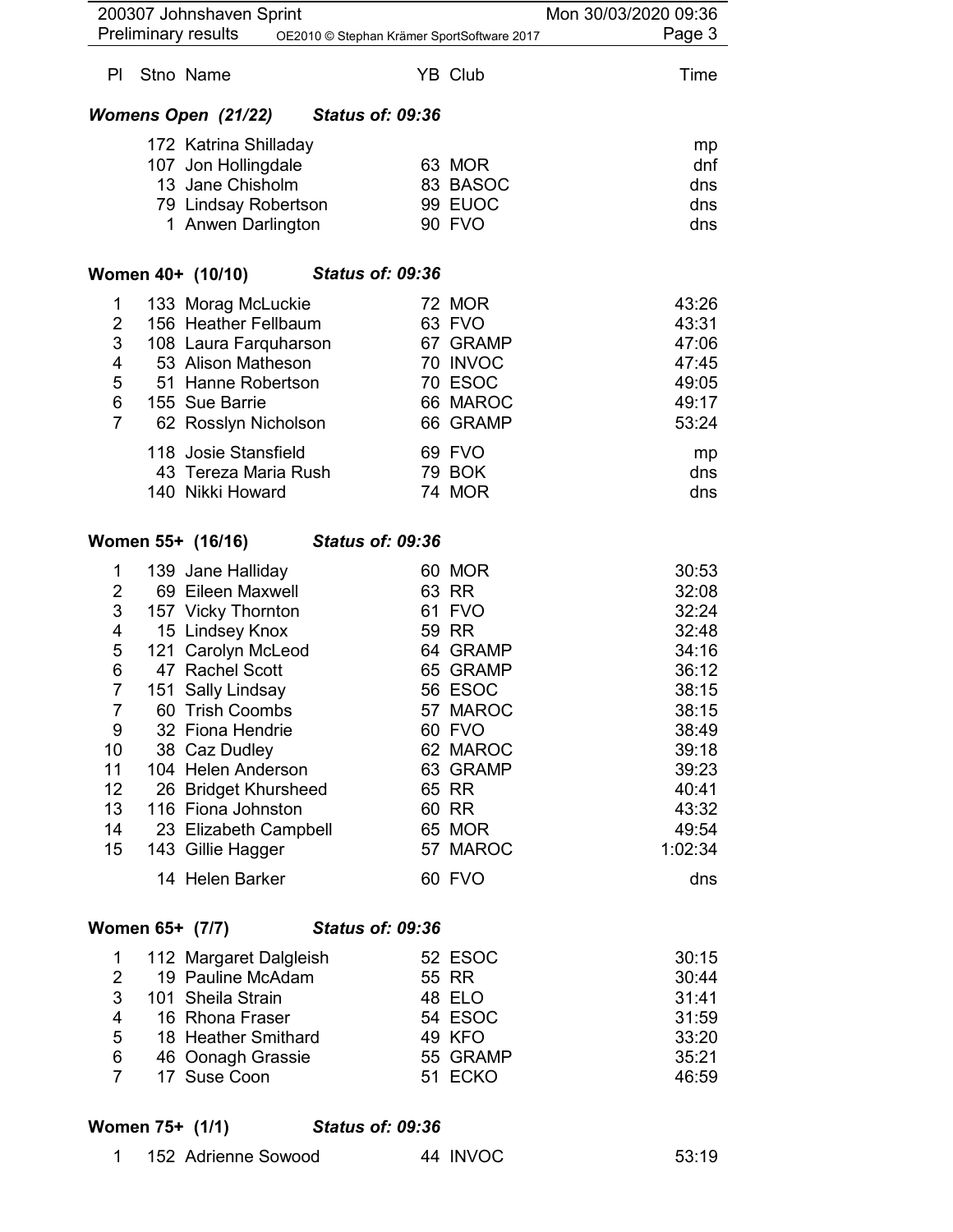| Pl | Stno | Name | YB | Club | Time |
|---|---|---|---|---|---|

### *Womens Open (21/22) Status of: 09:36*

| Pl | Stno | Name | YB | Club | Time |
|---|---|---|---|---|---|
| | 172 | Katrina Shilladay | | | mp |
| | 107 | Jon Hollingdale | 63 | MOR | dnf |
| | 13 | Jane Chisholm | 83 | BASOC | dns |
| | 79 | Lindsay Robertson | 99 | EUOC | dns |
| | 1 | Anwen Darlington | 90 | FVO | dns |

### Women 40+ (10/10) *Status of: 09:36*

| Pl | Stno | Name | YB | Club | Time |
|---|---|---|---|---|---|
| 1 | 133 | Morag McLuckie | 72 | MOR | 43:26 |
| 2 | 156 | Heather Fellbaum | 63 | FVO | 43:31 |
| 3 | 108 | Laura Farquharson | 67 | GRAMP | 47:06 |
| 4 | 53 | Alison Matheson | 70 | INVOC | 47:45 |
| 5 | 51 | Hanne Robertson | 70 | ESOC | 49:05 |
| 6 | 155 | Sue Barrie | 66 | MAROC | 49:17 |
| 7 | 62 | Rosslyn Nicholson | 66 | GRAMP | 53:24 |
| | 118 | Josie Stansfield | 69 | FVO | mp |
| | 43 | Tereza Maria Rush | 79 | BOK | dns |
| | 140 | Nikki Howard | 74 | MOR | dns |

### Women 55+ (16/16) *Status of: 09:36*

| Pl | Stno | Name | YB | Club | Time |
|---|---|---|---|---|---|
| 1 | 139 | Jane Halliday | 60 | MOR | 30:53 |
| 2 | 69 | Eileen Maxwell | 63 | RR | 32:08 |
| 3 | 157 | Vicky Thornton | 61 | FVO | 32:24 |
| 4 | 15 | Lindsey Knox | 59 | RR | 32:48 |
| 5 | 121 | Carolyn McLeod | 64 | GRAMP | 34:16 |
| 6 | 47 | Rachel Scott | 65 | GRAMP | 36:12 |
| 7 | 151 | Sally Lindsay | 56 | ESOC | 38:15 |
| 7 | 60 | Trish Coombs | 57 | MAROC | 38:15 |
| 9 | 32 | Fiona Hendrie | 60 | FVO | 38:49 |
| 10 | 38 | Caz Dudley | 62 | MAROC | 39:18 |
| 11 | 104 | Helen Anderson | 63 | GRAMP | 39:23 |
| 12 | 26 | Bridget Khursheed | 65 | RR | 40:41 |
| 13 | 116 | Fiona Johnston | 60 | RR | 43:32 |
| 14 | 23 | Elizabeth Campbell | 65 | MOR | 49:54 |
| 15 | 143 | Gillie Hagger | 57 | MAROC | 1:02:34 |
| | 14 | Helen Barker | 60 | FVO | dns |

### Women 65+ (7/7) *Status of: 09:36*

| Pl | Stno | Name | YB | Club | Time |
|---|---|---|---|---|---|
| 1 | 112 | Margaret Dalgleish | 52 | ESOC | 30:15 |
| 2 | 19 | Pauline McAdam | 55 | RR | 30:44 |
| 3 | 101 | Sheila Strain | 48 | ELO | 31:41 |
| 4 | 16 | Rhona Fraser | 54 | ESOC | 31:59 |
| 5 | 18 | Heather Smithard | 49 | KFO | 33:20 |
| 6 | 46 | Oonagh Grassie | 55 | GRAMP | 35:21 |
| 7 | 17 | Suse Coon | 51 | ECKO | 46:59 |

### Women 75+ (1/1) *Status of: 09:36*

| Pl | Stno | Name | YB | Club | Time |
|---|---|---|---|---|---|
| 1 | 152 | Adrienne Sowood | 44 | INVOC | 53:19 |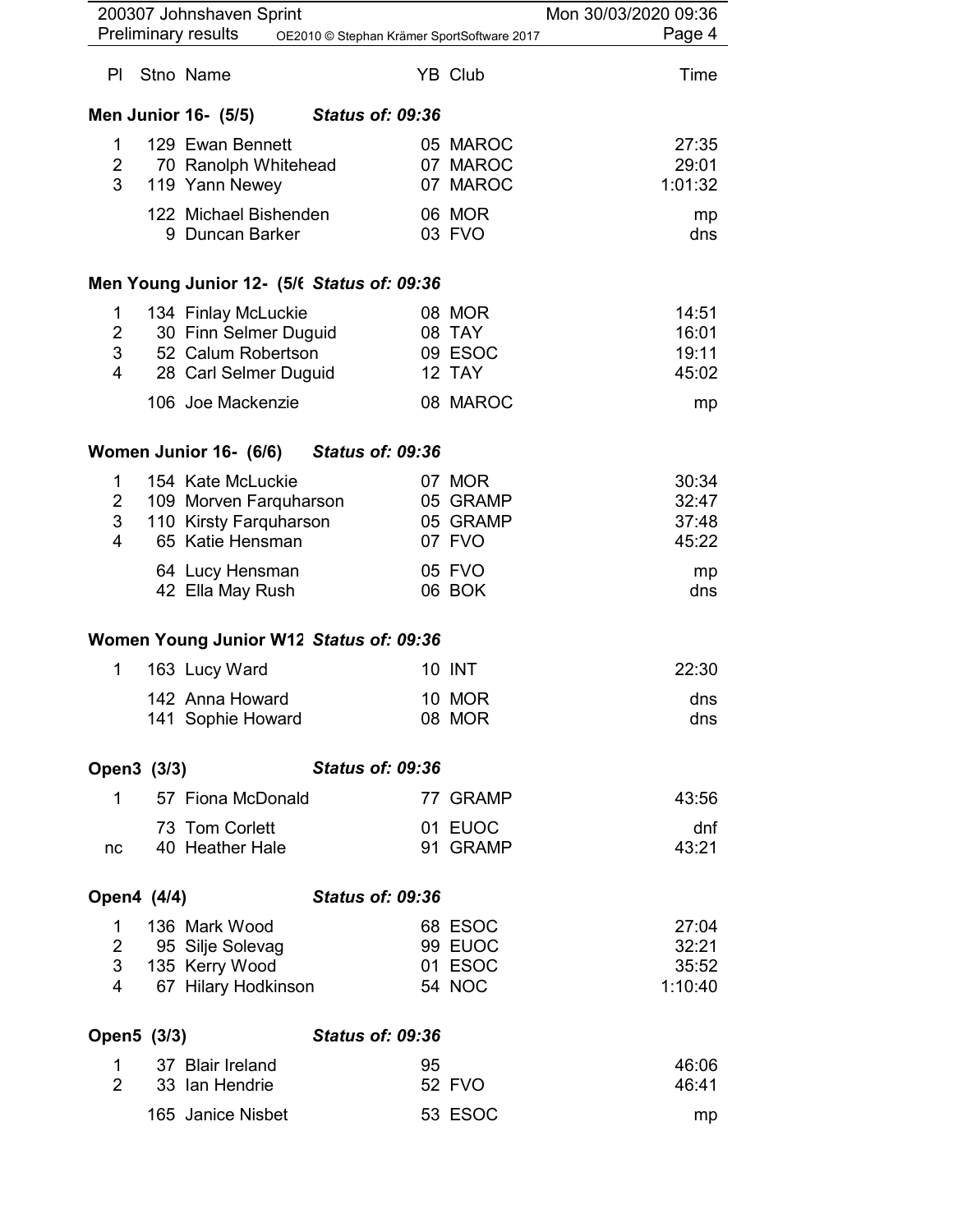| Pl | Stno | Name | YB | Club | Time |
|---|---|---|---|---|---|

**Men Junior 16- (5/5)** *Status of: 09:36*

| Pl | Stno | Name | YB | Club | Time |
|---|---|---|---|---|---|
| 1 | 129 | Ewan Bennett | 05 | MAROC | 27:35 |
| 2 | 70 | Ranolph Whitehead | 07 | MAROC | 29:01 |
| 3 | 119 | Yann Newey | 07 | MAROC | 1:01:32 |
| | 122 | Michael Bishenden | 06 | MOR | mp |
| | 9 | Duncan Barker | 03 | FVO | dns |

**Men Young Junior 12- (5/6** *Status of: 09:36*

| Pl | Stno | Name | YB | Club | Time |
|---|---|---|---|---|---|
| 1 | 134 | Finlay McLuckie | 08 | MOR | 14:51 |
| 2 | 30 | Finn Selmer Duguid | 08 | TAY | 16:01 |
| 3 | 52 | Calum Robertson | 09 | ESOC | 19:11 |
| 4 | 28 | Carl Selmer Duguid | 12 | TAY | 45:02 |
| | 106 | Joe Mackenzie | 08 | MAROC | mp |

**Women Junior 16- (6/6)** *Status of: 09:36*

| Pl | Stno | Name | YB | Club | Time |
|---|---|---|---|---|---|
| 1 | 154 | Kate McLuckie | 07 | MOR | 30:34 |
| 2 | 109 | Morven Farquharson | 05 | GRAMP | 32:47 |
| 3 | 110 | Kirsty Farquharson | 05 | GRAMP | 37:48 |
| 4 | 65 | Katie Hensman | 07 | FVO | 45:22 |
| | 64 | Lucy Hensman | 05 | FVO | mp |
| | 42 | Ella May Rush | 06 | BOK | dns |

**Women Young Junior W12** *Status of: 09:36*

| Pl | Stno | Name | YB | Club | Time |
|---|---|---|---|---|---|
| 1 | 163 | Lucy Ward | 10 | INT | 22:30 |
| | 142 | Anna Howard | 10 | MOR | dns |
| | 141 | Sophie Howard | 08 | MOR | dns |

**Open3 (3/3)** *Status of: 09:36*

| Pl | Stno | Name | YB | Club | Time |
|---|---|---|---|---|---|
| 1 | 57 | Fiona McDonald | 77 | GRAMP | 43:56 |
| | 73 | Tom Corlett | 01 | EUOC | dnf |
| nc | 40 | Heather Hale | 91 | GRAMP | 43:21 |

**Open4 (4/4)** *Status of: 09:36*

| Pl | Stno | Name | YB | Club | Time |
|---|---|---|---|---|---|
| 1 | 136 | Mark Wood | 68 | ESOC | 27:04 |
| 2 | 95 | Silje Solevag | 99 | EUOC | 32:21 |
| 3 | 135 | Kerry Wood | 01 | ESOC | 35:52 |
| 4 | 67 | Hilary Hodkinson | 54 | NOC | 1:10:40 |

**Open5 (3/3)** *Status of: 09:36*

| Pl | Stno | Name | YB | Club | Time |
|---|---|---|---|---|---|
| 1 | 37 | Blair Ireland | 95 | | 46:06 |
| 2 | 33 | Ian Hendrie | 52 | FVO | 46:41 |
| | 165 | Janice Nisbet | 53 | ESOC | mp |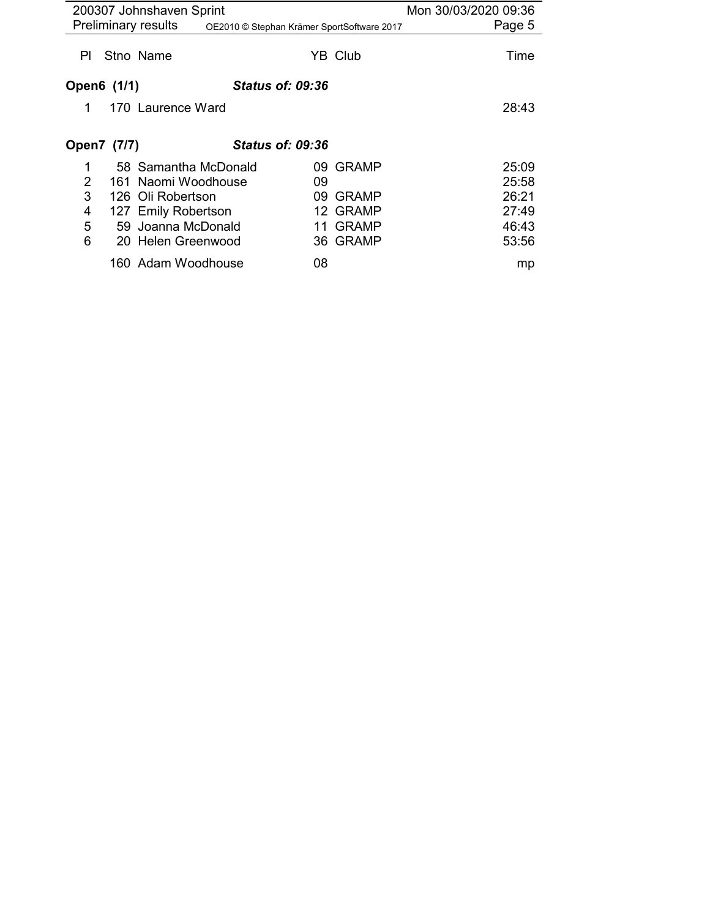| Pl | Stno | Name | YB | Club | Time |
|---|---|---|---|---|---|

**Open6 (1/1)** *Status of: 09:36*

| Pl | Stno | Name | YB | Club | Time |
|---|---|---|---|---|---|
| 1 | 170 | Laurence Ward | | | 28:43 |

**Open7 (7/7)** *Status of: 09:36*

| Pl | Stno | Name | YB | Club | Time |
|---|---|---|---|---|---|
| 1 | 58 | Samantha McDonald | 09 | GRAMP | 25:09 |
| 2 | 161 | Naomi Woodhouse | 09 | | 25:58 |
| 3 | 126 | Oli Robertson | 09 | GRAMP | 26:21 |
| 4 | 127 | Emily Robertson | 12 | GRAMP | 27:49 |
| 5 | 59 | Joanna McDonald | 11 | GRAMP | 46:43 |
| 6 | 20 | Helen Greenwood | 36 | GRAMP | 53:56 |
| | 160 | Adam Woodhouse | 08 | | mp |